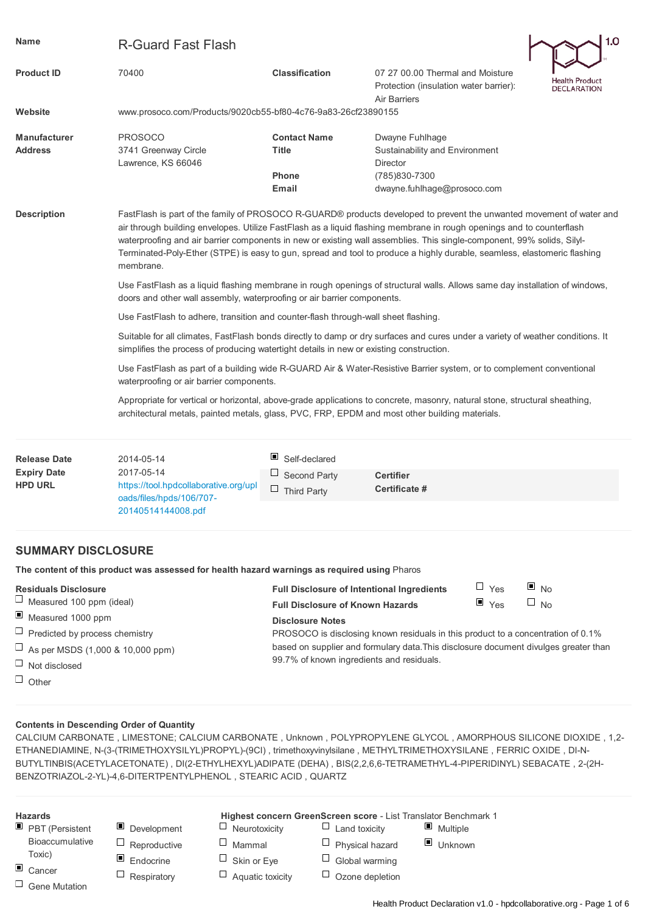| | | | |
|---|---|---|---|
| **Name** | R-Guard Fast Flash | | |
| **Product ID** | 70400 | **Classification** | 07 27 00.00 Thermal and Moisture Protection (insulation water barrier): Air Barriers |
| **Website** | www.prosoco.com/Products/9020cb55-bf80-4c76-9a83-26cf23890155 | | |
| **Manufacturer** | PROSOCO | **Contact Name** | Dwayne Fuhlhage |
| **Address** | 3741 Greenway Circle<br>Lawrence, KS 66046 | **Title** | Sustainability and Environment Director |
| | | **Phone** | (785)830-7300 |
| | | **Email** | dwayne.fuhlhage@prosoco.com |

Health Product DECLARATION 1.0

**Description**

FastFlash is part of the family of PROSOCO R-GUARD® products developed to prevent the unwanted movement of water and air through building envelopes. Utilize FastFlash as a liquid flashing membrane in rough openings and to counterflash waterproofing and air barrier components in new or existing wall assemblies. This single-component, 99% solids, Silyl-Terminated-Poly-Ether (STPE) is easy to gun, spread and tool to produce a highly durable, seamless, elastomeric flashing membrane.

Use FastFlash as a liquid flashing membrane in rough openings of structural walls. Allows same day installation of windows, doors and other wall assembly, waterproofing or air barrier components.

Use FastFlash to adhere, transition and counter-flash through-wall sheet flashing.

Suitable for all climates, FastFlash bonds directly to damp or dry surfaces and cures under a variety of weather conditions. It simplifies the process of producing watertight details in new or existing construction.

Use FastFlash as part of a building wide R-GUARD Air & Water-Resistive Barrier system, or to complement conventional waterproofing or air barrier components.

Appropriate for vertical or horizontal, above-grade applications to concrete, masonry, natural stone, structural sheathing, architectural metals, painted metals, glass, PVC, FRP, EPDM and most other building materials.

| | | | |
|---|---|---|---|
| **Release Date** | 2014-05-14 | ■ Self-declared | |
| **Expiry Date** | 2017-05-14 | □ Second Party | **Certifier** |
| **HPD URL** | https://tool.hpdcollaborative.org/uploads/files/hpds/106/707-20140514144008.pdf | □ Third Party | **Certificate #** |

## SUMMARY DISCLOSURE

**The content of this product was assessed for health hazard warnings as required using** Pharos

**Residuals Disclosure**

- □ Measured 100 ppm (ideal)
- ■ Measured 1000 ppm
- □ Predicted by process chemistry
- □ As per MSDS (1,000 & 10,000 ppm)
- □ Not disclosed
- □ Other

| | | |
|---|---|---|
| **Full Disclosure of Intentional Ingredients** | □ Yes | ■ No |
| **Full Disclosure of Known Hazards** | ■ Yes | □ No |

**Disclosure Notes**

PROSOCO is disclosing known residuals in this product to a concentration of 0.1% based on supplier and formulary data.This disclosure document divulges greater than 99.7% of known ingredients and residuals.

**Contents in Descending Order of Quantity**

CALCIUM CARBONATE , LIMESTONE; CALCIUM CARBONATE , Unknown , POLYPROPYLENE GLYCOL , AMORPHOUS SILICONE DIOXIDE , 1,2-ETHANEDIAMINE, N-(3-(TRIMETHOXYSILYL)PROPYL)-(9CI) , trimethoxyvinylsilane , METHYLTRIMETHOXYSILANE , FERRIC OXIDE , DI-N-BUTYLTINBIS(ACETYLACETONATE) , DI(2-ETHYLHEXYL)ADIPATE (DEHA) , BIS(2,2,6,6-TETRAMETHYL-4-PIPERIDINYL) SEBACATE , 2-(2H-BENZOTRIAZOL-2-YL)-4,6-DITERTPENTYLPHENOL , STEARIC ACID , QUARTZ

**Hazards**

- ■ PBT (Persistent Bioaccumulative Toxic)
- ■ Cancer
- □ Gene Mutation
- ■ Development
- □ Reproductive
- ■ Endocrine
- □ Respiratory

**Highest concern GreenScreen score** - List Translator Benchmark 1

- □ Neurotoxicity
- □ Mammal
- □ Skin or Eye
- □ Aquatic toxicity
- □ Land toxicity
- □ Physical hazard
- □ Global warming
- □ Ozone depletion
- ■ Multiple
- ■ Unknown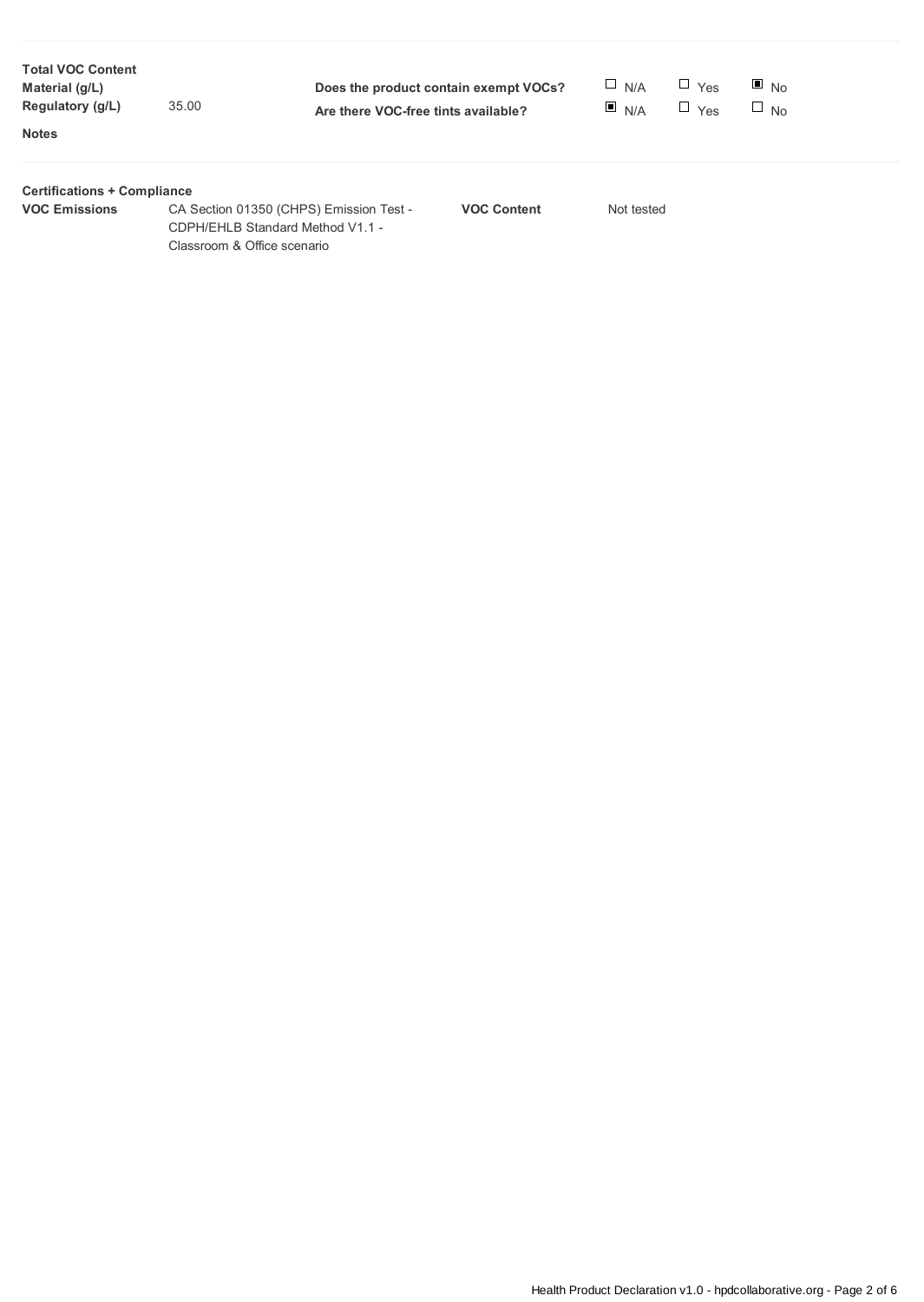**Total VOC Content**

| | | | | | |
|---|---|---|---|---|---|
| **Material (g/L)** | | **Does the product contain exempt VOCs?** | ☐ N/A | ☐ Yes | ■ No |
| **Regulatory (g/L)** | 35.00 | **Are there VOC-free tints available?** | ■ N/A | ☐ Yes | ☐ No |
| **Notes** | | | | | |

**Certifications + Compliance**

| | | | |
|---|---|---|---|
| **VOC Emissions** | CA Section 01350 (CHPS) Emission Test - CDPH/EHLB Standard Method V1.1 - Classroom & Office scenario | **VOC Content** | Not tested |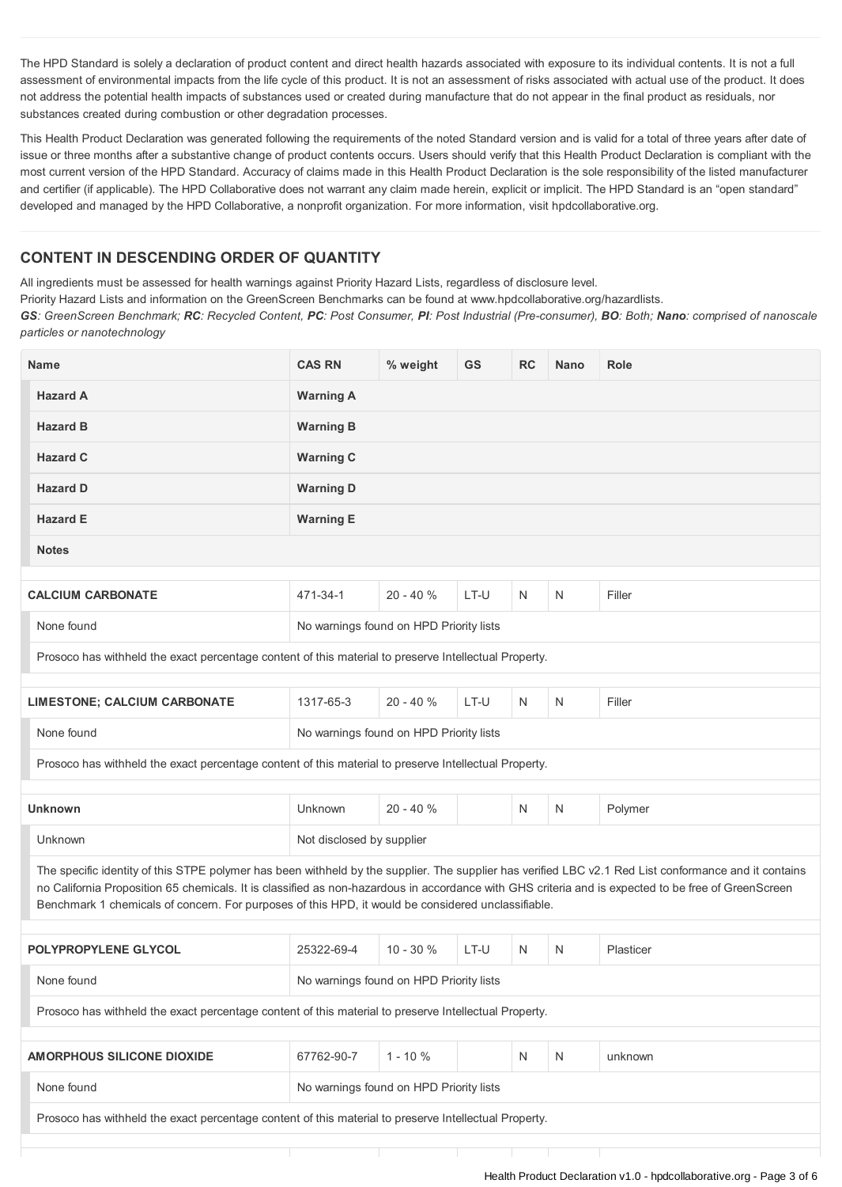The HPD Standard is solely a declaration of product content and direct health hazards associated with exposure to its individual contents. It is not a full assessment of environmental impacts from the life cycle of this product. It is not an assessment of risks associated with actual use of the product. It does not address the potential health impacts of substances used or created during manufacture that do not appear in the final product as residuals, nor substances created during combustion or other degradation processes.

This Health Product Declaration was generated following the requirements of the noted Standard version and is valid for a total of three years after date of issue or three months after a substantive change of product contents occurs. Users should verify that this Health Product Declaration is compliant with the most current version of the HPD Standard. Accuracy of claims made in this Health Product Declaration is the sole responsibility of the listed manufacturer and certifier (if applicable). The HPD Collaborative does not warrant any claim made herein, explicit or implicit. The HPD Standard is an "open standard" developed and managed by the HPD Collaborative, a nonprofit organization. For more information, visit hpdcollaborative.org.

## CONTENT IN DESCENDING ORDER OF QUANTITY

All ingredients must be assessed for health warnings against Priority Hazard Lists, regardless of disclosure level.

Priority Hazard Lists and information on the GreenScreen Benchmarks can be found at www.hpdcollaborative.org/hazardlists.

***GS**: GreenScreen Benchmark; **RC**: Recycled Content, **PC**: Post Consumer, **PI**: Post Industrial (Pre-consumer), **BO**: Both; **Nano**: comprised of nanoscale particles or nanotechnology*

| Name | CAS RN | % weight | GS | RC | Nano | Role |
|---|---|---|---|---|---|---|
| **Hazard A** | **Warning A** | | | | | |
| **Hazard B** | **Warning B** | | | | | |
| **Hazard C** | **Warning C** | | | | | |
| **Hazard D** | **Warning D** | | | | | |
| **Hazard E** | **Warning E** | | | | | |
| **Notes** | | | | | | |
| **CALCIUM CARBONATE** | 471-34-1 | 20 - 40 % | LT-U | N | N | Filler |
| None found | No warnings found on HPD Priority lists | | | | | |
| Prosoco has withheld the exact percentage content of this material to preserve Intellectual Property. | | | | | | |
| **LIMESTONE; CALCIUM CARBONATE** | 1317-65-3 | 20 - 40 % | LT-U | N | N | Filler |
| None found | No warnings found on HPD Priority lists | | | | | |
| Prosoco has withheld the exact percentage content of this material to preserve Intellectual Property. | | | | | | |
| **Unknown** | Unknown | 20 - 40 % | | N | N | Polymer |
| Unknown | Not disclosed by supplier | | | | | |
| The specific identity of this STPE polymer has been withheld by the supplier. The supplier has verified LBC v2.1 Red List conformance and it contains no California Proposition 65 chemicals. It is classified as non-hazardous in accordance with GHS criteria and is expected to be free of GreenScreen Benchmark 1 chemicals of concern. For purposes of this HPD, it would be considered unclassifiable. | | | | | | |
| **POLYPROPYLENE GLYCOL** | 25322-69-4 | 10 - 30 % | LT-U | N | N | Plasticer |
| None found | No warnings found on HPD Priority lists | | | | | |
| Prosoco has withheld the exact percentage content of this material to preserve Intellectual Property. | | | | | | |
| **AMORPHOUS SILICONE DIOXIDE** | 67762-90-7 | 1 - 10 % | | N | N | unknown |
| None found | No warnings found on HPD Priority lists | | | | | |
| Prosoco has withheld the exact percentage content of this material to preserve Intellectual Property. | | | | | | |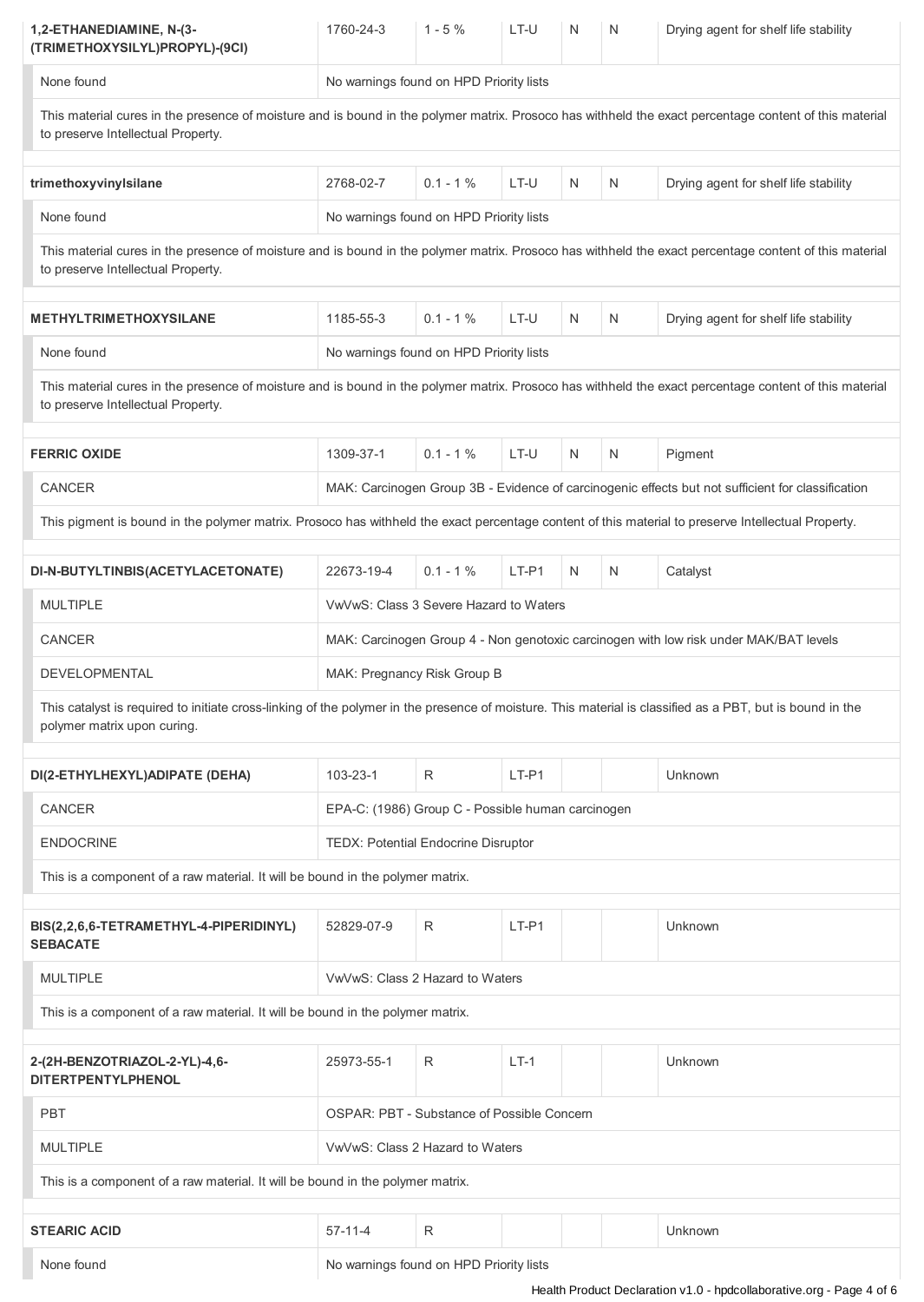| 1,2-ETHANEDIAMINE, N-(3-(TRIMETHOXYSILYL)PROPYL)-(9CI) | 1760-24-3 | 1 - 5 % | LT-U | N | N | Drying agent for shelf life stability |
|---|---|---|---|---|---|---|
| None found | No warnings found on HPD Priority lists | | | | | |
| This material cures in the presence of moisture and is bound in the polymer matrix. Prosoco has withheld the exact percentage content of this material to preserve Intellectual Property. | | | | | | |

| trimethoxyvinylsilane | 2768-02-7 | 0.1 - 1 % | LT-U | N | N | Drying agent for shelf life stability |
|---|---|---|---|---|---|---|
| None found | No warnings found on HPD Priority lists | | | | | |
| This material cures in the presence of moisture and is bound in the polymer matrix. Prosoco has withheld the exact percentage content of this material to preserve Intellectual Property. | | | | | | |

| METHYLTRIMETHOXYSILANE | 1185-55-3 | 0.1 - 1 % | LT-U | N | N | Drying agent for shelf life stability |
|---|---|---|---|---|---|---|
| None found | No warnings found on HPD Priority lists | | | | | |
| This material cures in the presence of moisture and is bound in the polymer matrix. Prosoco has withheld the exact percentage content of this material to preserve Intellectual Property. | | | | | | |

| FERRIC OXIDE | 1309-37-1 | 0.1 - 1 % | LT-U | N | N | Pigment |
|---|---|---|---|---|---|---|
| CANCER | MAK: Carcinogen Group 3B - Evidence of carcinogenic effects but not sufficient for classification | | | | | |
| This pigment is bound in the polymer matrix. Prosoco has withheld the exact percentage content of this material to preserve Intellectual Property. | | | | | | |

| DI-N-BUTYLTINBIS(ACETYLACETONATE) | 22673-19-4 | 0.1 - 1 % | LT-P1 | N | N | Catalyst |
|---|---|---|---|---|---|---|
| MULTIPLE | VwVwS: Class 3 Severe Hazard to Waters | | | | | |
| CANCER | MAK: Carcinogen Group 4 - Non genotoxic carcinogen with low risk under MAK/BAT levels | | | | | |
| DEVELOPMENTAL | MAK: Pregnancy Risk Group B | | | | | |
| This catalyst is required to initiate cross-linking of the polymer in the presence of moisture. This material is classified as a PBT, but is bound in the polymer matrix upon curing. | | | | | | |

| DI(2-ETHYLHEXYL)ADIPATE (DEHA) | 103-23-1 | R | LT-P1 | | | Unknown |
|---|---|---|---|---|---|---|
| CANCER | EPA-C: (1986) Group C - Possible human carcinogen | | | | | |
| ENDOCRINE | TEDX: Potential Endocrine Disruptor | | | | | |
| This is a component of a raw material. It will be bound in the polymer matrix. | | | | | | |

| BIS(2,2,6,6-TETRAMETHYL-4-PIPERIDINYL) SEBACATE | 52829-07-9 | R | LT-P1 | | | Unknown |
|---|---|---|---|---|---|---|
| MULTIPLE | VwVwS: Class 2 Hazard to Waters | | | | | |
| This is a component of a raw material. It will be bound in the polymer matrix. | | | | | | |

| 2-(2H-BENZOTRIAZOL-2-YL)-4,6-DITERTPENTYLPHENOL | 25973-55-1 | R | LT-1 | | | Unknown |
|---|---|---|---|---|---|---|
| PBT | OSPAR: PBT - Substance of Possible Concern | | | | | |
| MULTIPLE | VwVwS: Class 2 Hazard to Waters | | | | | |
| This is a component of a raw material. It will be bound in the polymer matrix. | | | | | | |

| STEARIC ACID | 57-11-4 | R | | | | Unknown |
|---|---|---|---|---|---|---|
| None found | No warnings found on HPD Priority lists | | | | | |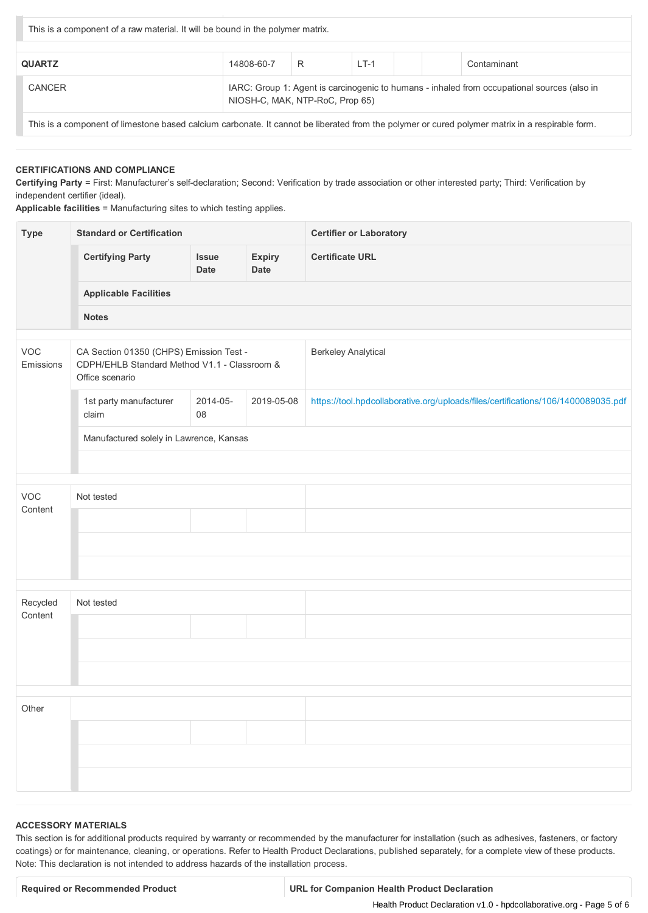| | | | | | | |
|---|---|---|---|---|---|---|
| This is a component of a raw material. It will be bound in the polymer matrix. | | | | | | |
| **QUARTZ** | 14808-60-7 | R | LT-1 | | | Contaminant |
| CANCER | IARC: Group 1: Agent is carcinogenic to humans - inhaled from occupational sources (also in NIOSH-C, MAK, NTP-RoC, Prop 65) | | | | | |
| This is a component of limestone based calcium carbonate. It cannot be liberated from the polymer or cured polymer matrix in a respirable form. | | | | | | |

**CERTIFICATIONS AND COMPLIANCE**

**Certifying Party** = First: Manufacturer's self-declaration; Second: Verification by trade association or other interested party; Third: Verification by independent certifier (ideal).

**Applicable facilities** = Manufacturing sites to which testing applies.

| Type | Standard or Certification | | | Certifier or Laboratory |
|---|---|---|---|---|
| | **Certifying Party** | **Issue Date** | **Expiry Date** | **Certificate URL** |
| | **Applicable Facilities** | | | |
| | **Notes** | | | |
| VOC Emissions | CA Section 01350 (CHPS) Emission Test - CDPH/EHLB Standard Method V1.1 - Classroom & Office scenario | | | Berkeley Analytical |
| | 1st party manufacturer claim | 2014-05-08 | 2019-05-08 | https://tool.hpdcollaborative.org/uploads/files/certifications/106/1400089035.pdf |
| | Manufactured solely in Lawrence, Kansas | | | |
| | | | | |
| VOC Content | Not tested | | | |
| | | | | |
| | | | | |
| | | | | |
| Recycled Content | Not tested | | | |
| | | | | |
| | | | | |
| | | | | |
| Other | | | | |
| | | | | |
| | | | | |
| | | | | |

**ACCESSORY MATERIALS**

This section is for additional products required by warranty or recommended by the manufacturer for installation (such as adhesives, fasteners, or factory coatings) or for maintenance, cleaning, or operations. Refer to Health Product Declarations, published separately, for a complete view of these products. Note: This declaration is not intended to address hazards of the installation process.

| Required or Recommended Product | URL for Companion Health Product Declaration |
|---|---|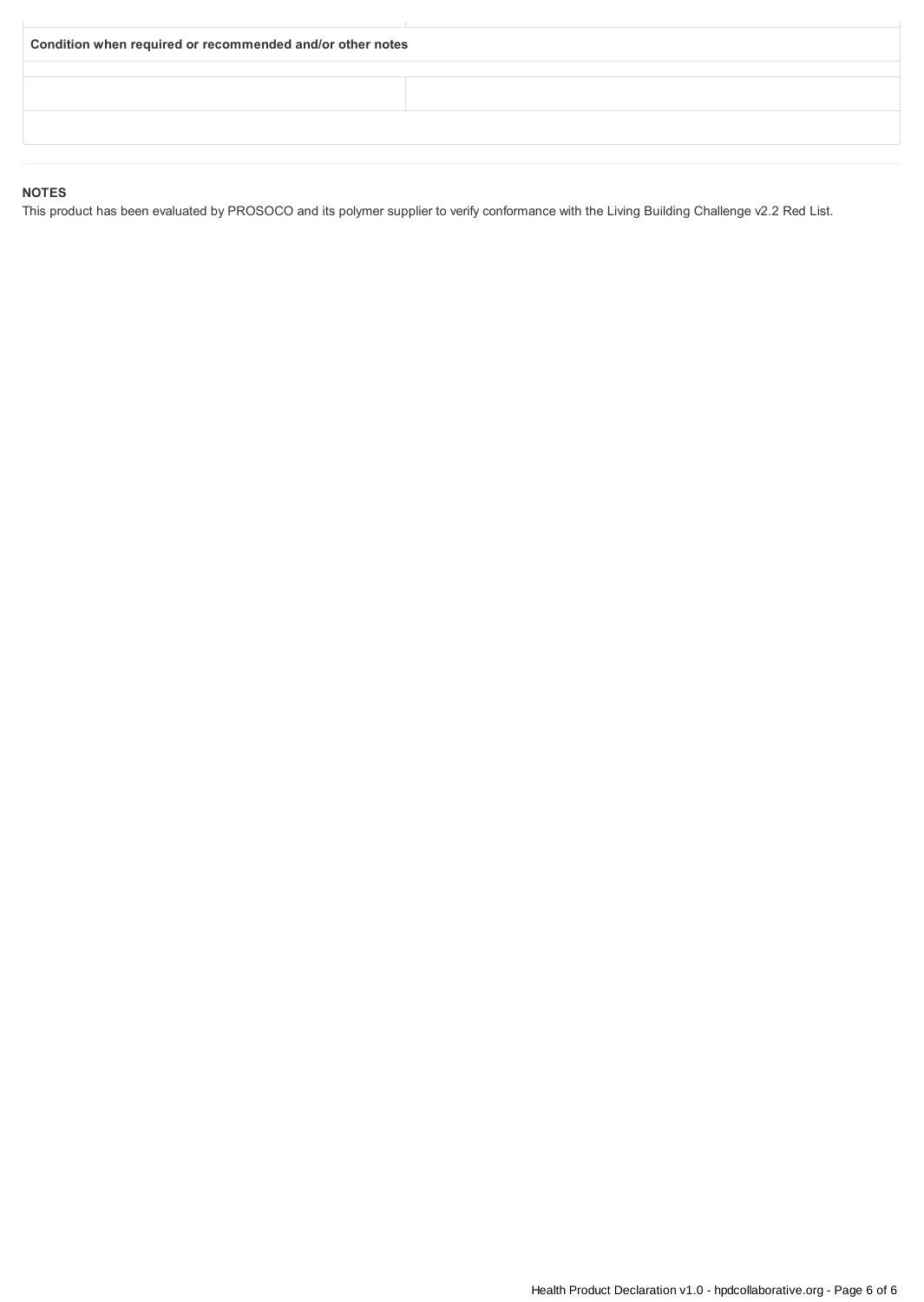| Condition when required or recommended and/or other notes | |
|---|---|
| | |
| | |
| | |

**NOTES**

This product has been evaluated by PROSOCO and its polymer supplier to verify conformance with the Living Building Challenge v2.2 Red List.